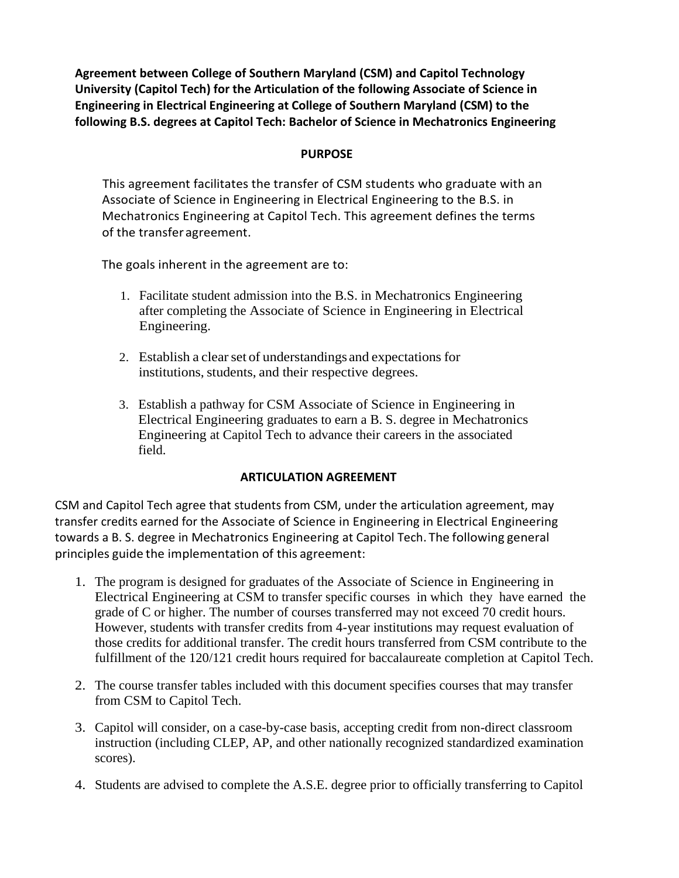**Agreement between College of Southern Maryland (CSM) and Capitol Technology University (Capitol Tech) for the Articulation of the following Associate of Science in Engineering in Electrical Engineering at College of Southern Maryland (CSM) to the following B.S. degrees at Capitol Tech: Bachelor of Science in Mechatronics Engineering**

## PURPOSE

This agreement facilitates the transfer of CSM students who graduate with an Associate of Science in Engineering in Electrical Engineering to the B.S. in Mechatronics Engineering at Capitol Tech. This agreement defines the terms of the transfer agreement.

The goals inherent in the agreement are to:

1. Facilitate student admission into the B.S. in Mechatronics Engineering after completing the Associate of Science in Engineering in Electrical Engineering.

2. Establish a clear set of understandings and expectations for institutions, students, and their respective degrees.

3. Establish a pathway for CSM Associate of Science in Engineering in Electrical Engineering graduates to earn a B. S. degree in Mechatronics Engineering at Capitol Tech to advance their careers in the associated field.

## ARTICULATION AGREEMENT

CSM and Capitol Tech agree that students from CSM, under the articulation agreement, may transfer credits earned for the Associate of Science in Engineering in Electrical Engineering towards a B. S. degree in Mechatronics Engineering at Capitol Tech. The following general principles guide the implementation of this agreement:

1. The program is designed for graduates of the Associate of Science in Engineering in Electrical Engineering at CSM to transfer specific courses in which they have earned the grade of C or higher. The number of courses transferred may not exceed 70 credit hours. However, students with transfer credits from 4-year institutions may request evaluation of those credits for additional transfer. The credit hours transferred from CSM contribute to the fulfillment of the 120/121 credit hours required for baccalaureate completion at Capitol Tech.

2. The course transfer tables included with this document specifies courses that may transfer from CSM to Capitol Tech.

3. Capitol will consider, on a case-by-case basis, accepting credit from non-direct classroom instruction (including CLEP, AP, and other nationally recognized standardized examination scores).

4. Students are advised to complete the A.S.E. degree prior to officially transferring to Capitol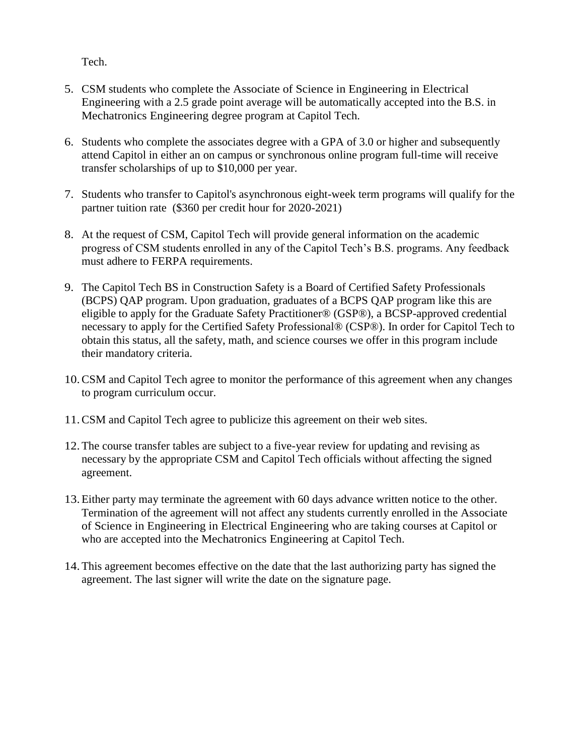Tech.

5. CSM students who complete the Associate of Science in Engineering in Electrical Engineering with a 2.5 grade point average will be automatically accepted into the B.S. in Mechatronics Engineering degree program at Capitol Tech.

6. Students who complete the associates degree with a GPA of 3.0 or higher and subsequently attend Capitol in either an on campus or synchronous online program full-time will receive transfer scholarships of up to $10,000 per year.

7. Students who transfer to Capitol's asynchronous eight-week term programs will qualify for the partner tuition rate (\$360 per credit hour for 2020-2021)

8. At the request of CSM, Capitol Tech will provide general information on the academic progress of CSM students enrolled in any of the Capitol Tech's B.S. programs. Any feedback must adhere to FERPA requirements.

9. The Capitol Tech BS in Construction Safety is a Board of Certified Safety Professionals (BCPS) QAP program. Upon graduation, graduates of a BCPS QAP program like this are eligible to apply for the Graduate Safety Practitioner® (GSP®), a BCSP-approved credential necessary to apply for the Certified Safety Professional® (CSP®). In order for Capitol Tech to obtain this status, all the safety, math, and science courses we offer in this program include their mandatory criteria.

10. CSM and Capitol Tech agree to monitor the performance of this agreement when any changes to program curriculum occur.

11. CSM and Capitol Tech agree to publicize this agreement on their web sites.

12. The course transfer tables are subject to a five-year review for updating and revising as necessary by the appropriate CSM and Capitol Tech officials without affecting the signed agreement.

13. Either party may terminate the agreement with 60 days advance written notice to the other. Termination of the agreement will not affect any students currently enrolled in the Associate of Science in Engineering in Electrical Engineering who are taking courses at Capitol or who are accepted into the Mechatronics Engineering at Capitol Tech.

14. This agreement becomes effective on the date that the last authorizing party has signed the agreement. The last signer will write the date on the signature page.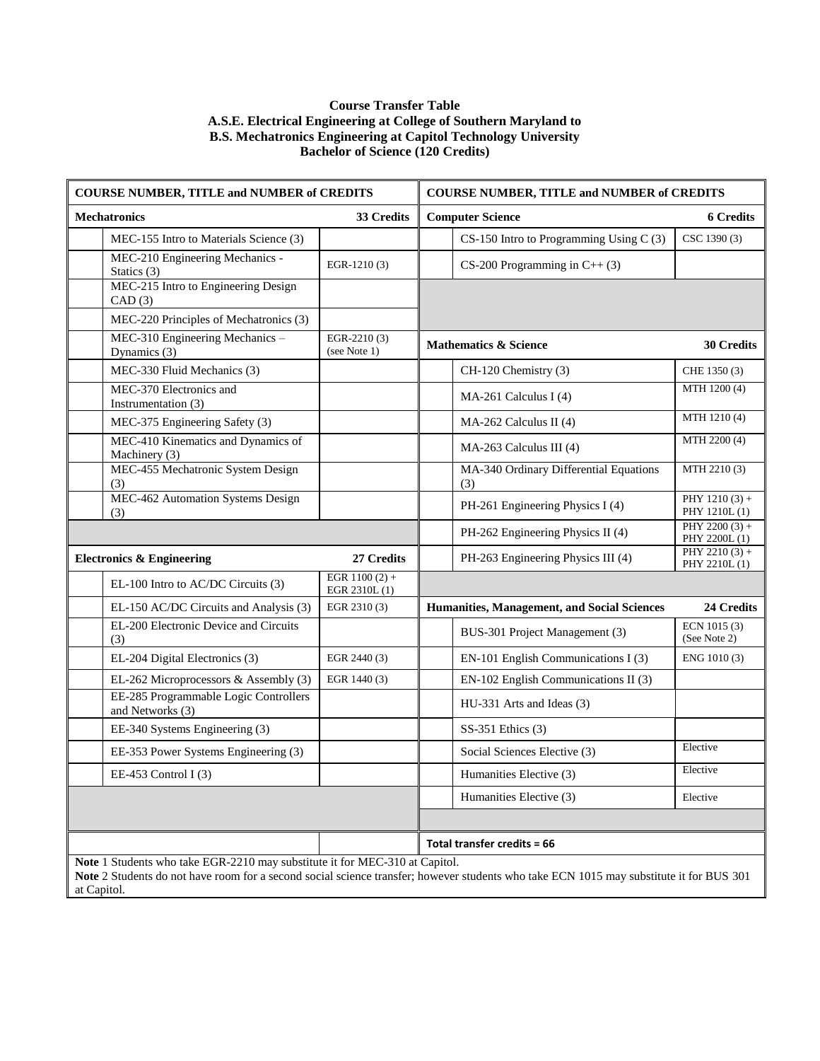**Course Transfer Table**
**A.S.E. Electrical Engineering at College of Southern Maryland to**
**B.S. Mechatronics Engineering at Capitol Technology University**
**Bachelor of Science (120 Credits)**

| COURSE NUMBER, TITLE and NUMBER of CREDITS | | COURSE NUMBER, TITLE and NUMBER of CREDITS | |
|---|---|---|---|
| **Mechatronics** | **33 Credits** | **Computer Science** | **6 Credits** |
| MEC-155 Intro to Materials Science (3) | | CS-150 Intro to Programming Using C (3) | CSC 1390 (3) |
| MEC-210 Engineering Mechanics - Statics (3) | EGR-1210 (3) | CS-200 Programming in C++ (3) | |
| MEC-215 Intro to Engineering Design CAD (3) | | | |
| MEC-220 Principles of Mechatronics (3) | | | |
| MEC-310 Engineering Mechanics – Dynamics (3) | EGR-2210 (3) (see Note 1) | **Mathematics & Science** | **30 Credits** |
| MEC-330 Fluid Mechanics (3) | | CH-120 Chemistry (3) | CHE 1350 (3) |
| MEC-370 Electronics and Instrumentation (3) | | MA-261 Calculus I (4) | MTH 1200 (4) |
| MEC-375 Engineering Safety (3) | | MA-262 Calculus II (4) | MTH 1210 (4) |
| MEC-410 Kinematics and Dynamics of Machinery (3) | | MA-263 Calculus III (4) | MTH 2200 (4) |
| MEC-455 Mechatronic System Design (3) | | MA-340 Ordinary Differential Equations (3) | MTH 2210 (3) |
| MEC-462 Automation Systems Design (3) | | PH-261 Engineering Physics I (4) | PHY 1210 (3) + PHY 1210L (1) |
| | | PH-262 Engineering Physics II (4) | PHY 2200 (3) + PHY 2200L (1) |
| **Electronics & Engineering** | **27 Credits** | PH-263 Engineering Physics III (4) | PHY 2210 (3) + PHY 2210L (1) |
| EL-100 Intro to AC/DC Circuits (3) | EGR 1100 (2) + EGR 2310L (1) | | |
| EL-150 AC/DC Circuits and Analysis (3) | EGR 2310 (3) | **Humanities, Management, and Social Sciences** | **24 Credits** |
| EL-200 Electronic Device and Circuits (3) | | BUS-301 Project Management (3) | ECN 1015 (3) (See Note 2) |
| EL-204 Digital Electronics (3) | EGR 2440 (3) | EN-101 English Communications I (3) | ENG 1010 (3) |
| EL-262 Microprocessors & Assembly (3) | EGR 1440 (3) | EN-102 English Communications II (3) | |
| EE-285 Programmable Logic Controllers and Networks (3) | | HU-331 Arts and Ideas (3) | |
| EE-340 Systems Engineering (3) | | SS-351 Ethics (3) | |
| EE-353 Power Systems Engineering (3) | | Social Sciences Elective (3) | Elective |
| EE-453 Control I (3) | | Humanities Elective (3) | Elective |
| | | Humanities Elective (3) | Elective |
| | | | |
| | | **Total transfer credits = 66** | |

**Note** 1 Students who take EGR-2210 may substitute it for MEC-310 at Capitol.
**Note** 2 Students do not have room for a second social science transfer; however students who take ECN 1015 may substitute it for BUS 301 at Capitol.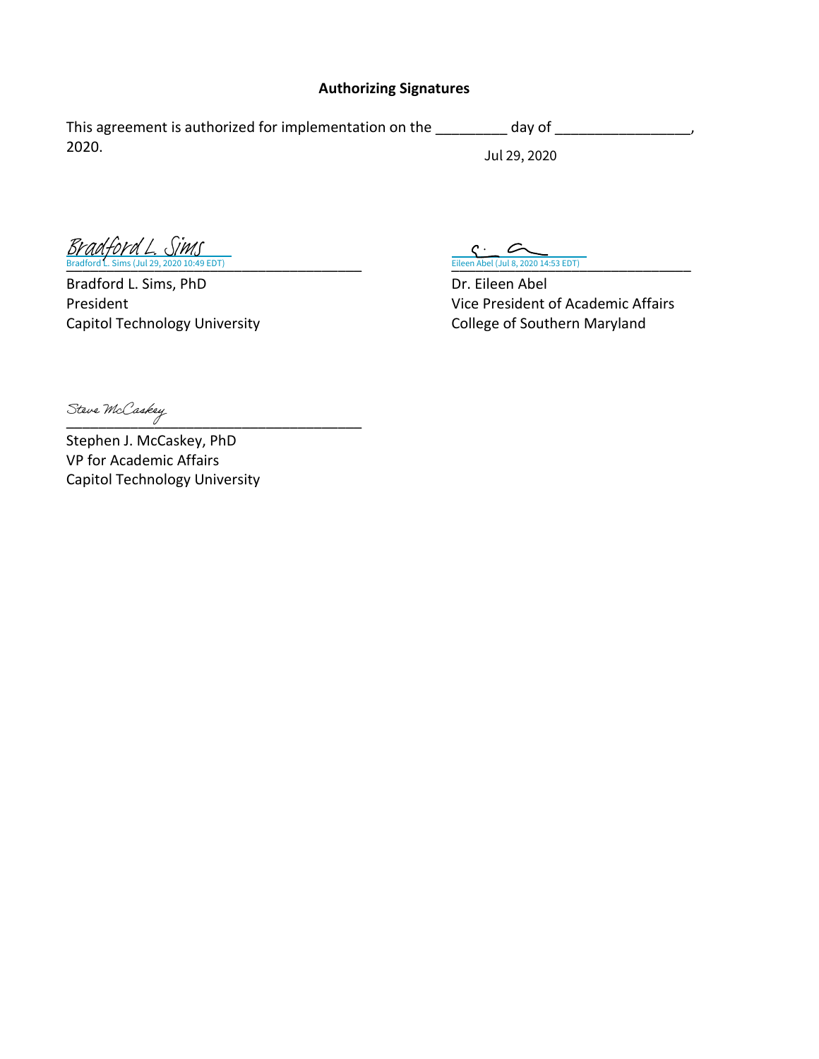**Authorizing Signatures**

This agreement is authorized for implementation on the _________ day of ________________, 2020.

Jul 29, 2020

Bradford L. Sims
Bradford L. Sims (Jul 29, 2020 10:49 EDT)
______________________________________

Bradford L. Sims, PhD
President
Capitol Technology University

Eileen Abel (Jul 8, 2020 14:53 EDT)
______________________________________

Dr. Eileen Abel
Vice President of Academic Affairs
College of Southern Maryland

Steve McCaskey
______________________________________

Stephen J. McCaskey, PhD
VP for Academic Affairs
Capitol Technology University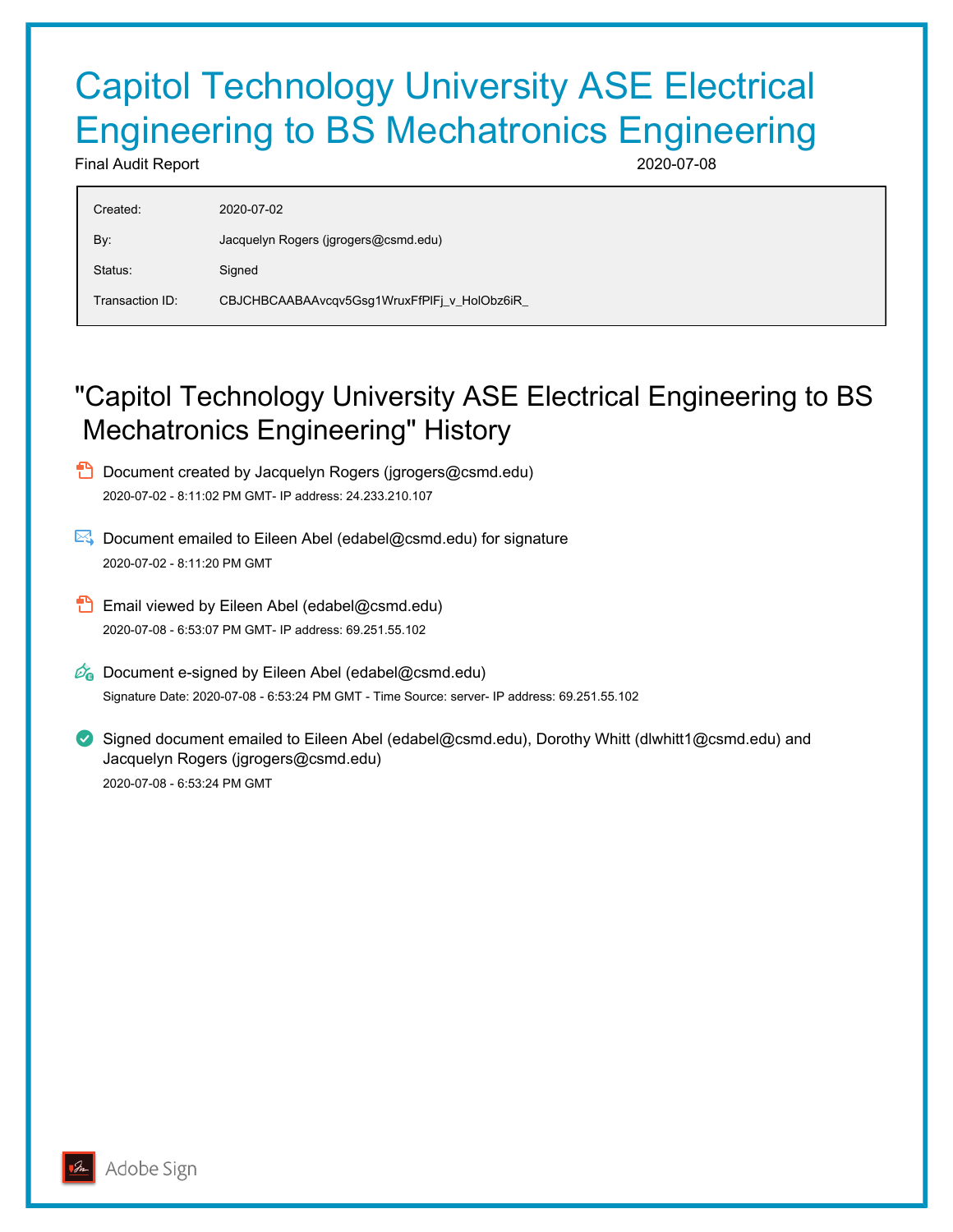# Capitol Technology University ASE Electrical Engineering to BS Mechatronics Engineering

Final Audit Report 2020-07-08

| | |
|---|---|
| Created: | 2020-07-02 |
| By: | Jacquelyn Rogers (jgrogers@csmd.edu) |
| Status: | Signed |
| Transaction ID: | CBJCHBCAABAAvcqv5Gsg1WruxFfPlFj_v_HolObz6iR_ |

## "Capitol Technology University ASE Electrical Engineering to BS Mechatronics Engineering" History

- Document created by Jacquelyn Rogers (jgrogers@csmd.edu)
  2020-07-02 - 8:11:02 PM GMT- IP address: 24.233.210.107

- Document emailed to Eileen Abel (edabel@csmd.edu) for signature
  2020-07-02 - 8:11:20 PM GMT

- Email viewed by Eileen Abel (edabel@csmd.edu)
  2020-07-08 - 6:53:07 PM GMT- IP address: 69.251.55.102

- Document e-signed by Eileen Abel (edabel@csmd.edu)
  Signature Date: 2020-07-08 - 6:53:24 PM GMT - Time Source: server- IP address: 69.251.55.102

- Signed document emailed to Eileen Abel (edabel@csmd.edu), Dorothy Whitt (dlwhitt1@csmd.edu) and Jacquelyn Rogers (jgrogers@csmd.edu)
  2020-07-08 - 6:53:24 PM GMT

Adobe Sign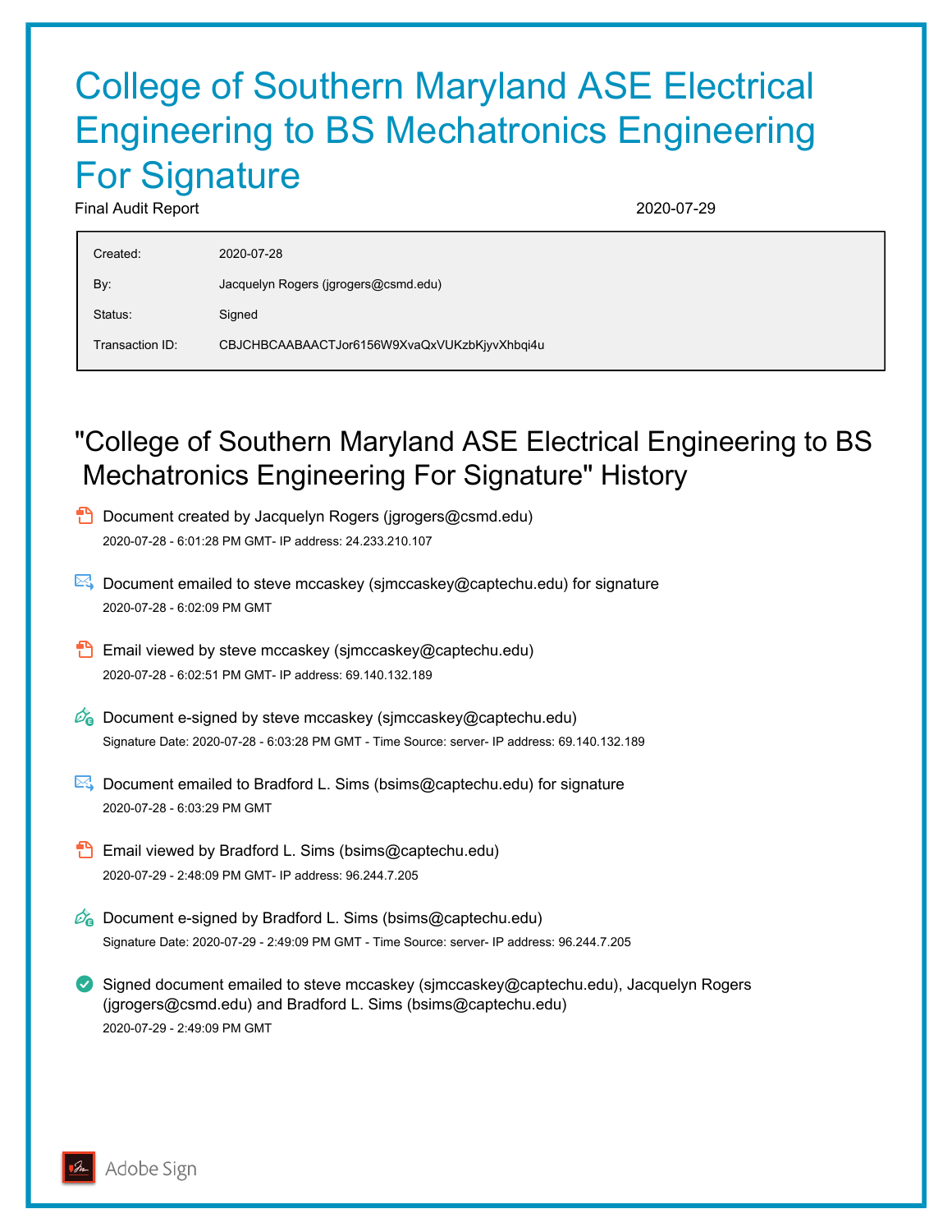# College of Southern Maryland ASE Electrical Engineering to BS Mechatronics Engineering For Signature

Final Audit Report 2020-07-29

| | |
|---|---|
| Created: | 2020-07-28 |
| By: | Jacquelyn Rogers (jgrogers@csmd.edu) |
| Status: | Signed |
| Transaction ID: | CBJCHBCAABAACTJor6156W9XvaQxVUKzbKjyvXhbqi4u |

## "College of Southern Maryland ASE Electrical Engineering to BS Mechatronics Engineering For Signature" History

- Document created by Jacquelyn Rogers (jgrogers@csmd.edu)
  2020-07-28 - 6:01:28 PM GMT- IP address: 24.233.210.107

- Document emailed to steve mccaskey (sjmccaskey@captechu.edu) for signature
  2020-07-28 - 6:02:09 PM GMT

- Email viewed by steve mccaskey (sjmccaskey@captechu.edu)
  2020-07-28 - 6:02:51 PM GMT- IP address: 69.140.132.189

- Document e-signed by steve mccaskey (sjmccaskey@captechu.edu)
  Signature Date: 2020-07-28 - 6:03:28 PM GMT - Time Source: server- IP address: 69.140.132.189

- Document emailed to Bradford L. Sims (bsims@captechu.edu) for signature
  2020-07-28 - 6:03:29 PM GMT

- Email viewed by Bradford L. Sims (bsims@captechu.edu)
  2020-07-29 - 2:48:09 PM GMT- IP address: 96.244.7.205

- Document e-signed by Bradford L. Sims (bsims@captechu.edu)
  Signature Date: 2020-07-29 - 2:49:09 PM GMT - Time Source: server- IP address: 96.244.7.205

- Signed document emailed to steve mccaskey (sjmccaskey@captechu.edu), Jacquelyn Rogers (jgrogers@csmd.edu) and Bradford L. Sims (bsims@captechu.edu)
  2020-07-29 - 2:49:09 PM GMT

Adobe Sign